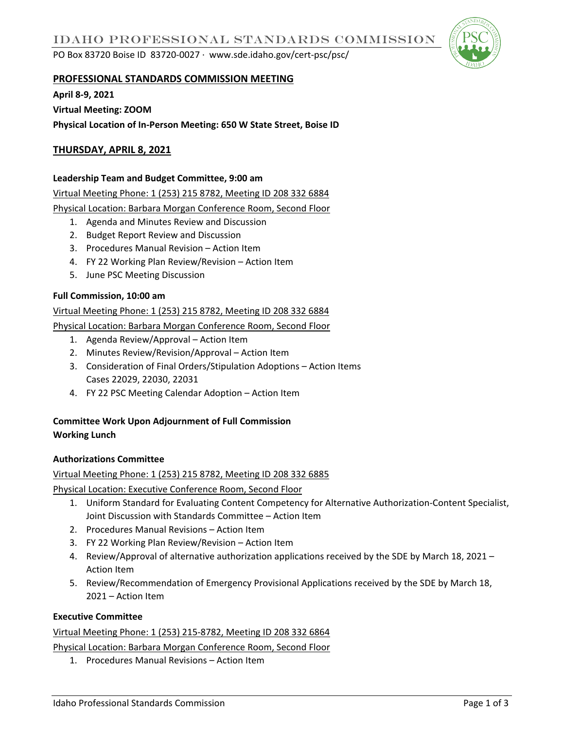# IDAHO PROFESSIONAL STANDARDS COMMISSION

PO Box 83720 Boise ID 83720-0027 · www.sde.idaho.gov/cert-psc/psc/

## PROFESSIONAL STANDARDS COMMISSION MEETING

**April 8-9, 2021**

**Virtual Meeting: ZOOM**

**Physical Location of In-Person Meeting: 650 W State Street, Boise ID**

## THURSDAY, APRIL 8, 2021

**Leadership Team and Budget Committee, 9:00 am**

Virtual Meeting Phone: 1 (253) 215 8782, Meeting ID 208 332 6884

Physical Location: Barbara Morgan Conference Room, Second Floor

1. Agenda and Minutes Review and Discussion
2. Budget Report Review and Discussion
3. Procedures Manual Revision – Action Item
4. FY 22 Working Plan Review/Revision – Action Item
5. June PSC Meeting Discussion

**Full Commission, 10:00 am**

Virtual Meeting Phone: 1 (253) 215 8782, Meeting ID 208 332 6884

Physical Location: Barbara Morgan Conference Room, Second Floor

1. Agenda Review/Approval – Action Item
2. Minutes Review/Revision/Approval – Action Item
3. Consideration of Final Orders/Stipulation Adoptions – Action Items
   Cases 22029, 22030, 22031
4. FY 22 PSC Meeting Calendar Adoption – Action Item

**Committee Work Upon Adjournment of Full Commission**
**Working Lunch**

**Authorizations Committee**

Virtual Meeting Phone: 1 (253) 215 8782, Meeting ID 208 332 6885

Physical Location: Executive Conference Room, Second Floor

1. Uniform Standard for Evaluating Content Competency for Alternative Authorization-Content Specialist, Joint Discussion with Standards Committee – Action Item
2. Procedures Manual Revisions – Action Item
3. FY 22 Working Plan Review/Revision – Action Item
4. Review/Approval of alternative authorization applications received by the SDE by March 18, 2021 – Action Item
5. Review/Recommendation of Emergency Provisional Applications received by the SDE by March 18, 2021 – Action Item

**Executive Committee**

Virtual Meeting Phone: 1 (253) 215-8782, Meeting ID 208 332 6864

Physical Location: Barbara Morgan Conference Room, Second Floor

1. Procedures Manual Revisions – Action Item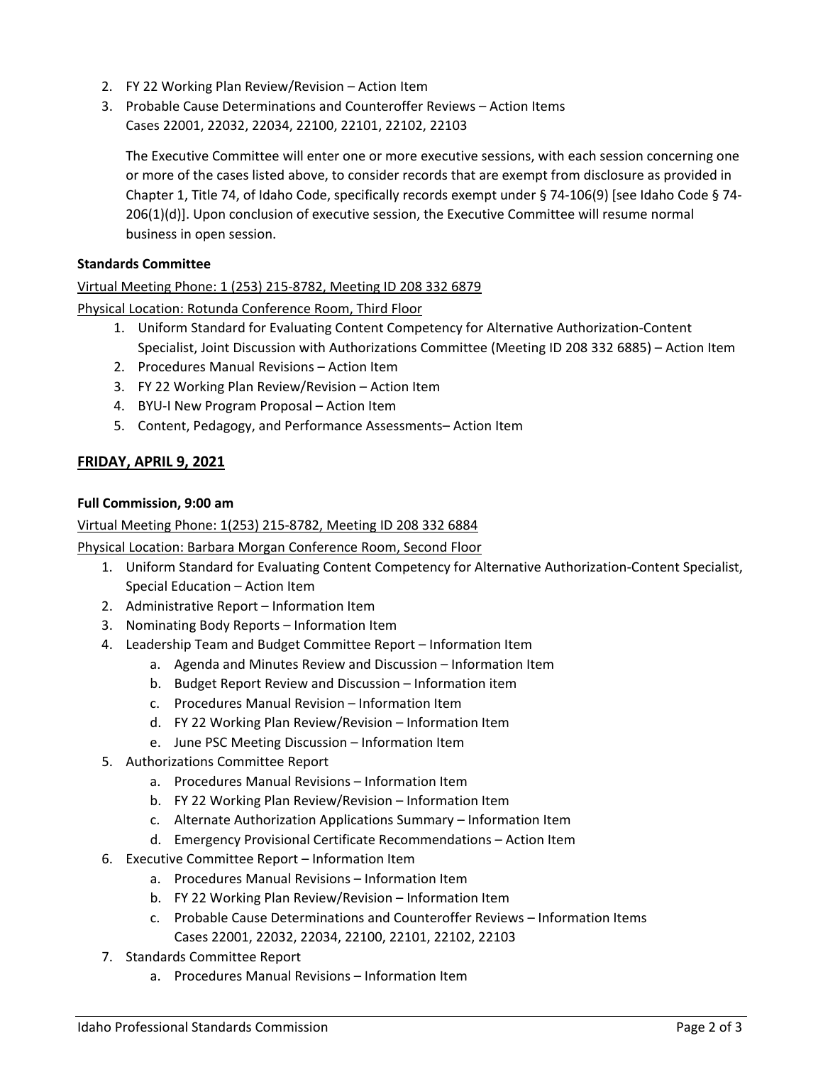2. FY 22 Working Plan Review/Revision – Action Item
3. Probable Cause Determinations and Counteroffer Reviews – Action Items
   Cases 22001, 22032, 22034, 22100, 22101, 22102, 22103

   The Executive Committee will enter one or more executive sessions, with each session concerning one or more of the cases listed above, to consider records that are exempt from disclosure as provided in Chapter 1, Title 74, of Idaho Code, specifically records exempt under § 74-106(9) [see Idaho Code § 74-206(1)(d)]. Upon conclusion of executive session, the Executive Committee will resume normal business in open session.

**Standards Committee**

Virtual Meeting Phone: 1 (253) 215-8782, Meeting ID 208 332 6879

Physical Location: Rotunda Conference Room, Third Floor

1. Uniform Standard for Evaluating Content Competency for Alternative Authorization-Content Specialist, Joint Discussion with Authorizations Committee (Meeting ID 208 332 6885) – Action Item
2. Procedures Manual Revisions – Action Item
3. FY 22 Working Plan Review/Revision – Action Item
4. BYU-I New Program Proposal – Action Item
5. Content, Pedagogy, and Performance Assessments– Action Item

## FRIDAY, APRIL 9, 2021

**Full Commission, 9:00 am**

Virtual Meeting Phone: 1(253) 215-8782, Meeting ID 208 332 6884

Physical Location: Barbara Morgan Conference Room, Second Floor

1. Uniform Standard for Evaluating Content Competency for Alternative Authorization-Content Specialist, Special Education – Action Item
2. Administrative Report – Information Item
3. Nominating Body Reports – Information Item
4. Leadership Team and Budget Committee Report – Information Item
   a. Agenda and Minutes Review and Discussion – Information Item
   b. Budget Report Review and Discussion – Information item
   c. Procedures Manual Revision – Information Item
   d. FY 22 Working Plan Review/Revision – Information Item
   e. June PSC Meeting Discussion – Information Item
5. Authorizations Committee Report
   a. Procedures Manual Revisions – Information Item
   b. FY 22 Working Plan Review/Revision – Information Item
   c. Alternate Authorization Applications Summary – Information Item
   d. Emergency Provisional Certificate Recommendations – Action Item
6. Executive Committee Report – Information Item
   a. Procedures Manual Revisions – Information Item
   b. FY 22 Working Plan Review/Revision – Information Item
   c. Probable Cause Determinations and Counteroffer Reviews – Information Items
      Cases 22001, 22032, 22034, 22100, 22101, 22102, 22103
7. Standards Committee Report
   a. Procedures Manual Revisions – Information Item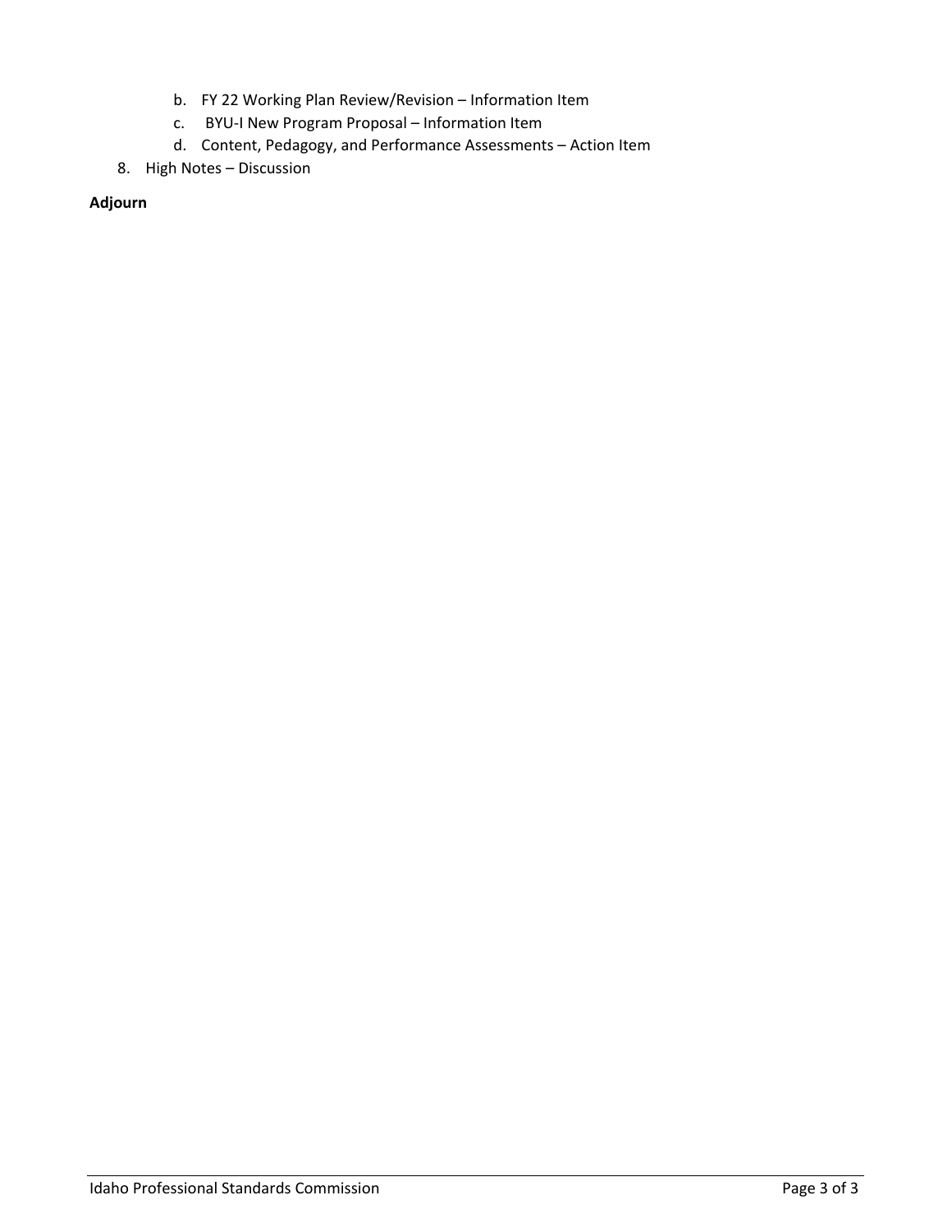b. FY 22 Working Plan Review/Revision – Information Item
   c. BYU-I New Program Proposal – Information Item
   d. Content, Pedagogy, and Performance Assessments – Action Item

8. High Notes – Discussion

**Adjourn**